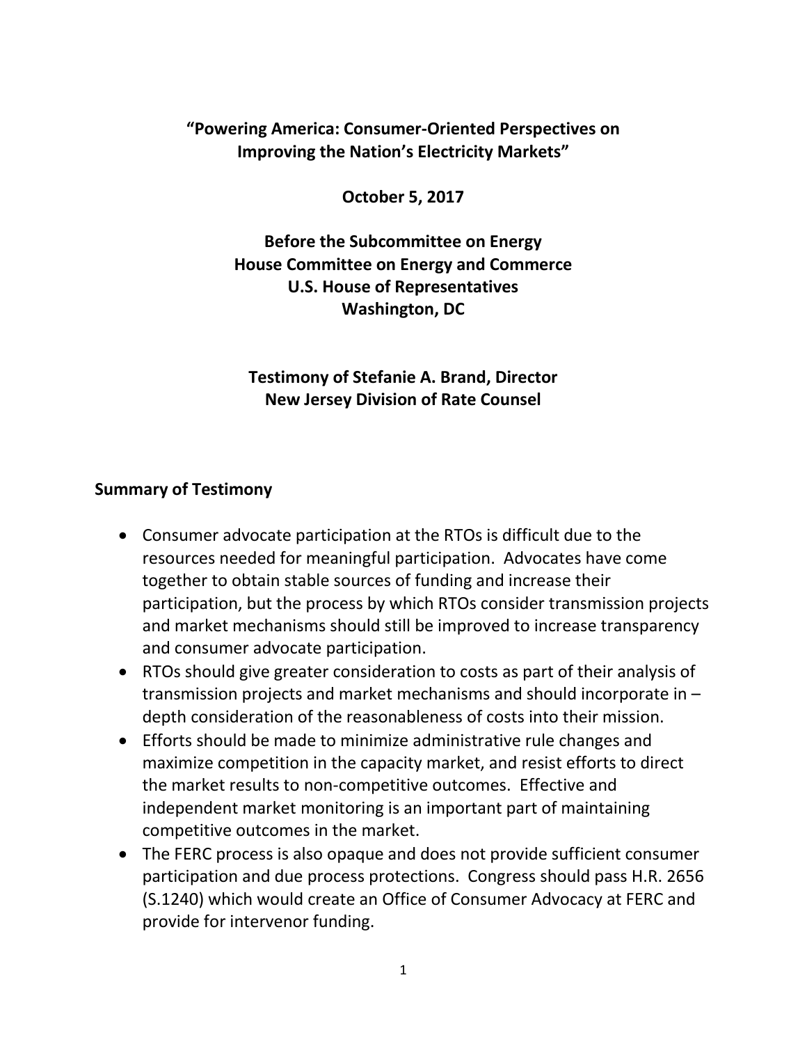**"Powering America: Consumer-Oriented Perspectives on Improving the Nation's Electricity Markets"**

**October 5, 2017**

**Before the Subcommittee on Energy**
**House Committee on Energy and Commerce**
**U.S. House of Representatives**
**Washington, DC**

**Testimony of Stefanie A. Brand, Director**
**New Jersey Division of Rate Counsel**

## Summary of Testimony

- Consumer advocate participation at the RTOs is difficult due to the resources needed for meaningful participation. Advocates have come together to obtain stable sources of funding and increase their participation, but the process by which RTOs consider transmission projects and market mechanisms should still be improved to increase transparency and consumer advocate participation.
- RTOs should give greater consideration to costs as part of their analysis of transmission projects and market mechanisms and should incorporate in – depth consideration of the reasonableness of costs into their mission.
- Efforts should be made to minimize administrative rule changes and maximize competition in the capacity market, and resist efforts to direct the market results to non-competitive outcomes. Effective and independent market monitoring is an important part of maintaining competitive outcomes in the market.
- The FERC process is also opaque and does not provide sufficient consumer participation and due process protections. Congress should pass H.R. 2656 (S.1240) which would create an Office of Consumer Advocacy at FERC and provide for intervenor funding.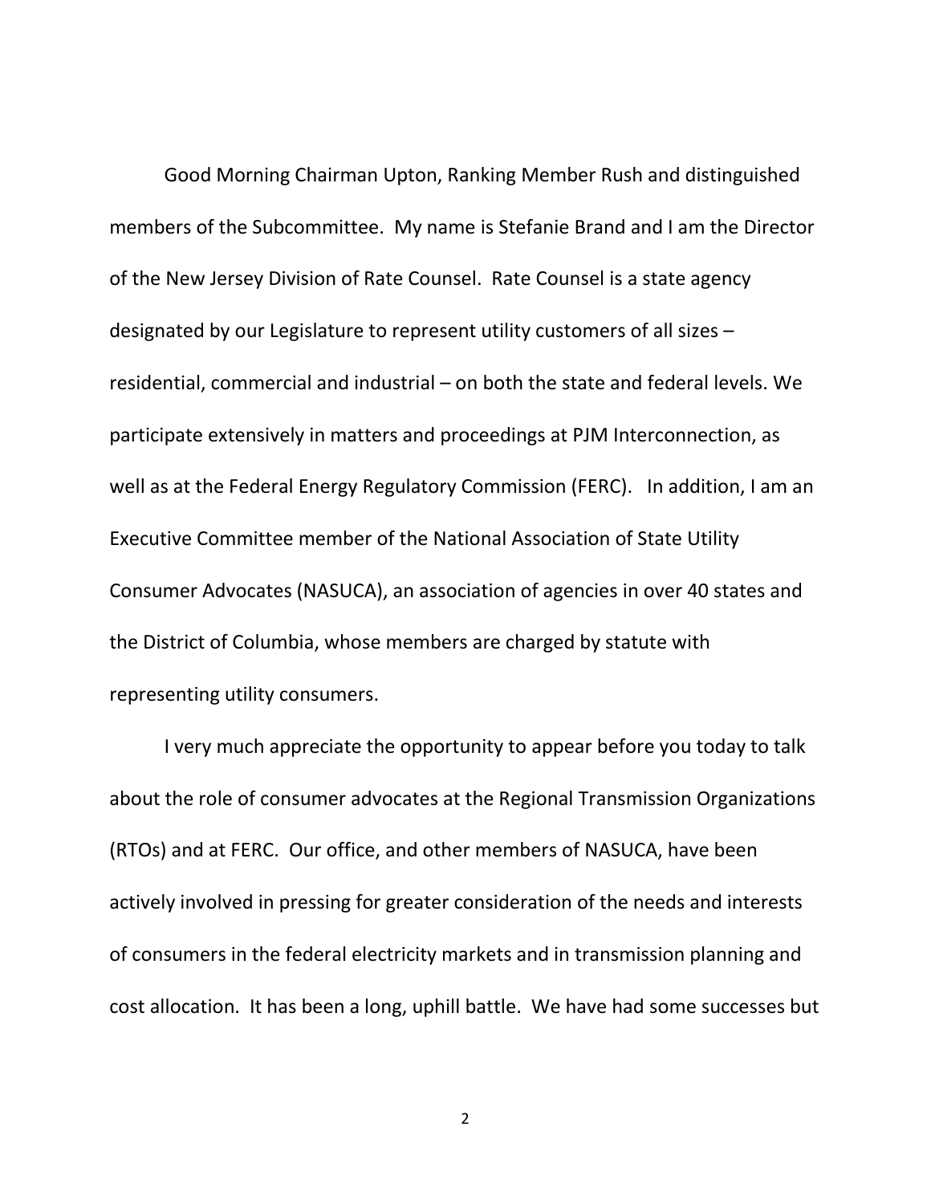Good Morning Chairman Upton, Ranking Member Rush and distinguished members of the Subcommittee. My name is Stefanie Brand and I am the Director of the New Jersey Division of Rate Counsel. Rate Counsel is a state agency designated by our Legislature to represent utility customers of all sizes – residential, commercial and industrial – on both the state and federal levels. We participate extensively in matters and proceedings at PJM Interconnection, as well as at the Federal Energy Regulatory Commission (FERC). In addition, I am an Executive Committee member of the National Association of State Utility Consumer Advocates (NASUCA), an association of agencies in over 40 states and the District of Columbia, whose members are charged by statute with representing utility consumers.

I very much appreciate the opportunity to appear before you today to talk about the role of consumer advocates at the Regional Transmission Organizations (RTOs) and at FERC. Our office, and other members of NASUCA, have been actively involved in pressing for greater consideration of the needs and interests of consumers in the federal electricity markets and in transmission planning and cost allocation. It has been a long, uphill battle. We have had some successes but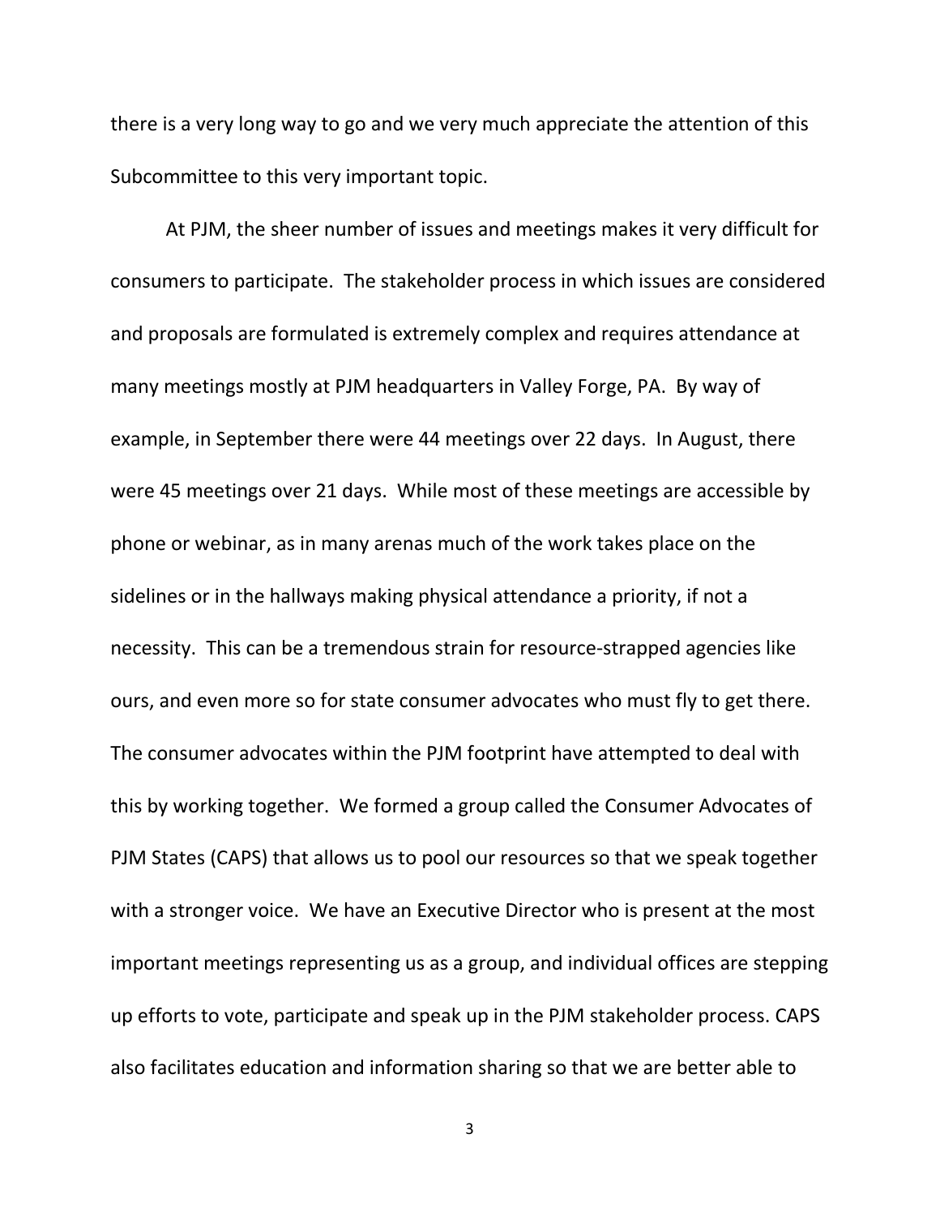there is a very long way to go and we very much appreciate the attention of this Subcommittee to this very important topic.

At PJM, the sheer number of issues and meetings makes it very difficult for consumers to participate. The stakeholder process in which issues are considered and proposals are formulated is extremely complex and requires attendance at many meetings mostly at PJM headquarters in Valley Forge, PA. By way of example, in September there were 44 meetings over 22 days. In August, there were 45 meetings over 21 days. While most of these meetings are accessible by phone or webinar, as in many arenas much of the work takes place on the sidelines or in the hallways making physical attendance a priority, if not a necessity. This can be a tremendous strain for resource-strapped agencies like ours, and even more so for state consumer advocates who must fly to get there. The consumer advocates within the PJM footprint have attempted to deal with this by working together. We formed a group called the Consumer Advocates of PJM States (CAPS) that allows us to pool our resources so that we speak together with a stronger voice. We have an Executive Director who is present at the most important meetings representing us as a group, and individual offices are stepping up efforts to vote, participate and speak up in the PJM stakeholder process. CAPS also facilitates education and information sharing so that we are better able to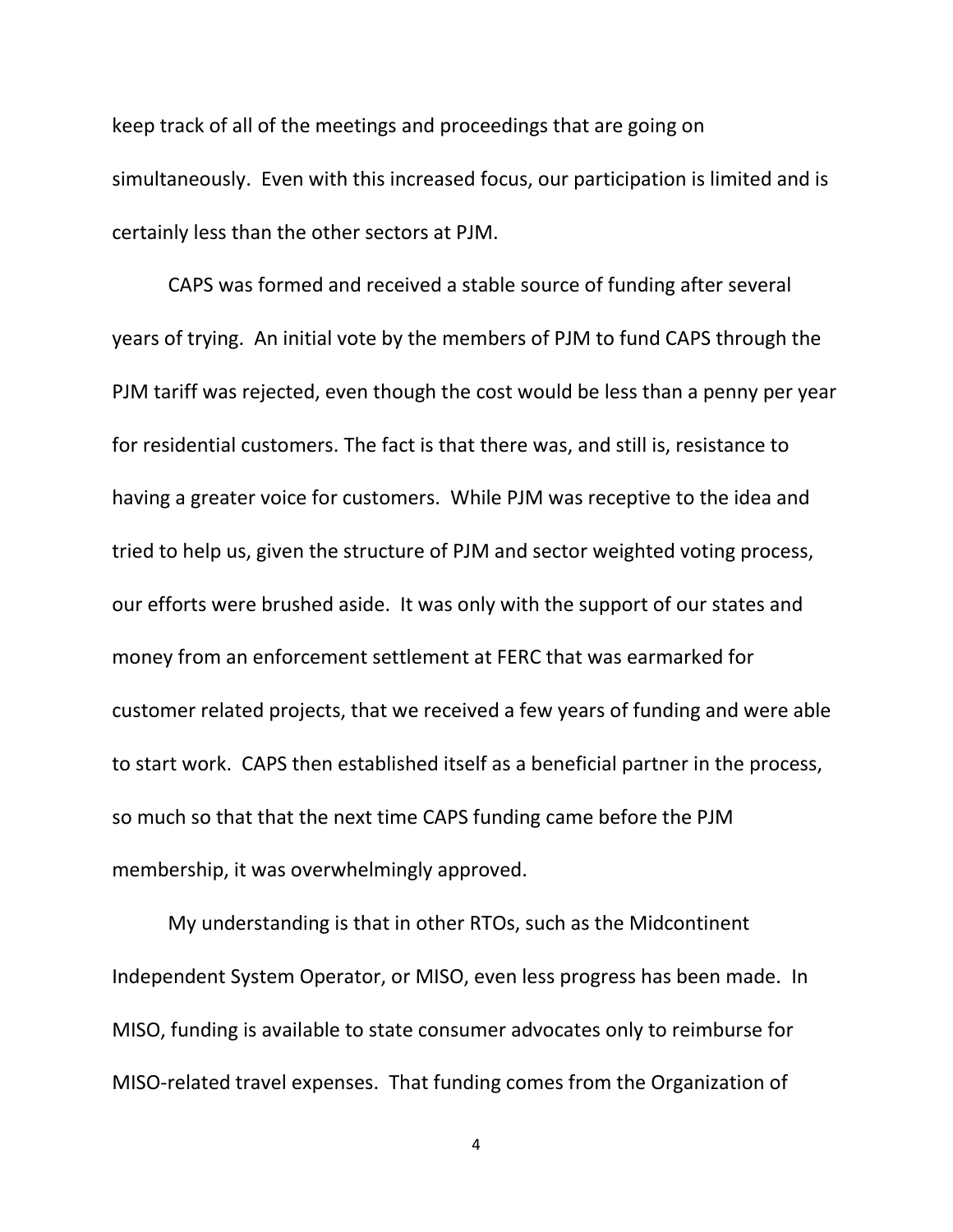keep track of all of the meetings and proceedings that are going on simultaneously. Even with this increased focus, our participation is limited and is certainly less than the other sectors at PJM.

CAPS was formed and received a stable source of funding after several years of trying. An initial vote by the members of PJM to fund CAPS through the PJM tariff was rejected, even though the cost would be less than a penny per year for residential customers. The fact is that there was, and still is, resistance to having a greater voice for customers. While PJM was receptive to the idea and tried to help us, given the structure of PJM and sector weighted voting process, our efforts were brushed aside. It was only with the support of our states and money from an enforcement settlement at FERC that was earmarked for customer related projects, that we received a few years of funding and were able to start work. CAPS then established itself as a beneficial partner in the process, so much so that that the next time CAPS funding came before the PJM membership, it was overwhelmingly approved.

My understanding is that in other RTOs, such as the Midcontinent Independent System Operator, or MISO, even less progress has been made. In MISO, funding is available to state consumer advocates only to reimburse for MISO-related travel expenses. That funding comes from the Organization of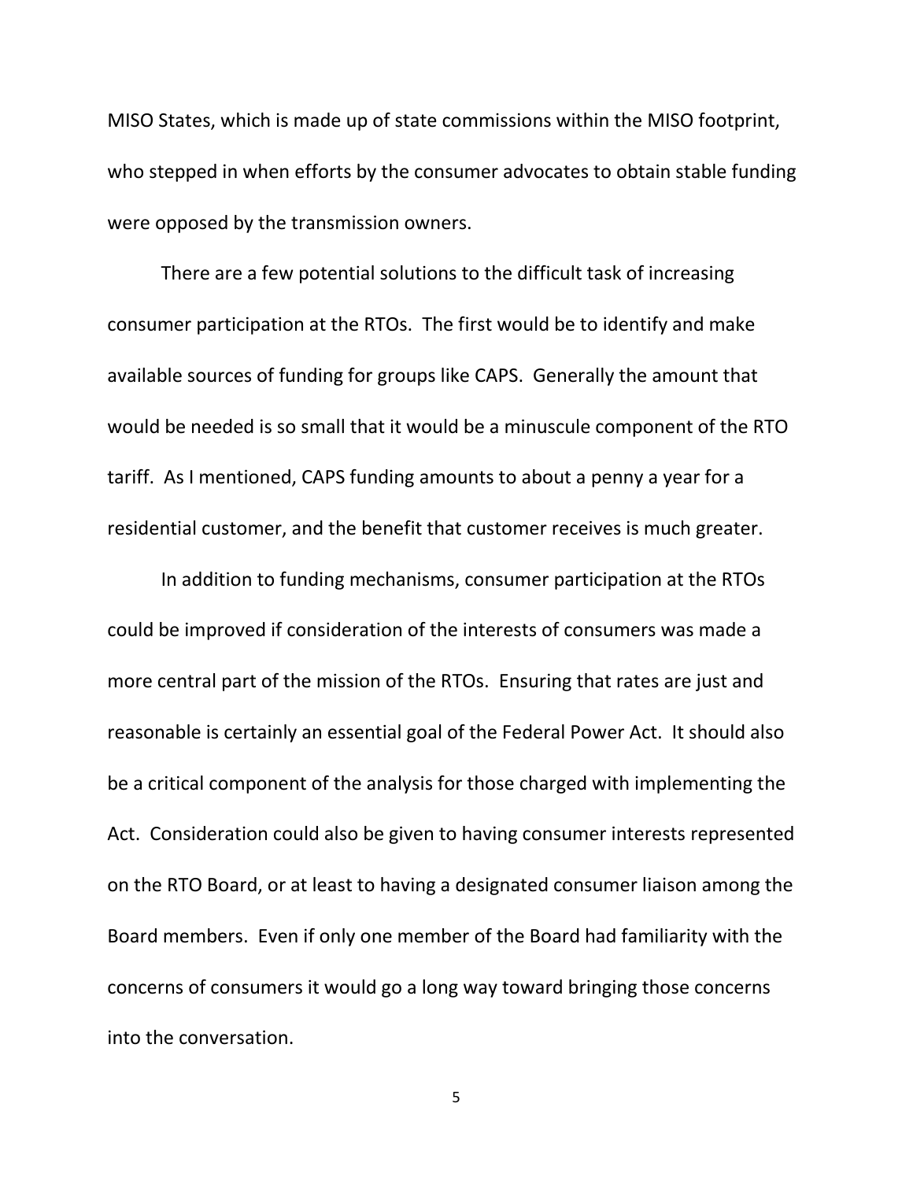MISO States, which is made up of state commissions within the MISO footprint, who stepped in when efforts by the consumer advocates to obtain stable funding were opposed by the transmission owners.

There are a few potential solutions to the difficult task of increasing consumer participation at the RTOs. The first would be to identify and make available sources of funding for groups like CAPS. Generally the amount that would be needed is so small that it would be a minuscule component of the RTO tariff. As I mentioned, CAPS funding amounts to about a penny a year for a residential customer, and the benefit that customer receives is much greater.

In addition to funding mechanisms, consumer participation at the RTOs could be improved if consideration of the interests of consumers was made a more central part of the mission of the RTOs. Ensuring that rates are just and reasonable is certainly an essential goal of the Federal Power Act. It should also be a critical component of the analysis for those charged with implementing the Act. Consideration could also be given to having consumer interests represented on the RTO Board, or at least to having a designated consumer liaison among the Board members. Even if only one member of the Board had familiarity with the concerns of consumers it would go a long way toward bringing those concerns into the conversation.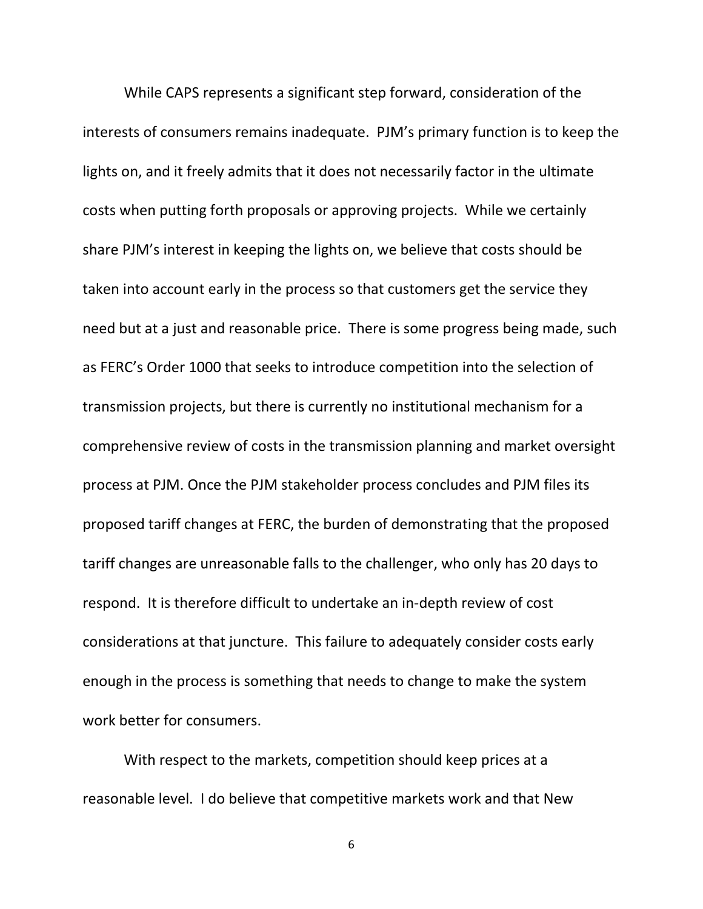While CAPS represents a significant step forward, consideration of the interests of consumers remains inadequate. PJM's primary function is to keep the lights on, and it freely admits that it does not necessarily factor in the ultimate costs when putting forth proposals or approving projects. While we certainly share PJM's interest in keeping the lights on, we believe that costs should be taken into account early in the process so that customers get the service they need but at a just and reasonable price. There is some progress being made, such as FERC's Order 1000 that seeks to introduce competition into the selection of transmission projects, but there is currently no institutional mechanism for a comprehensive review of costs in the transmission planning and market oversight process at PJM. Once the PJM stakeholder process concludes and PJM files its proposed tariff changes at FERC, the burden of demonstrating that the proposed tariff changes are unreasonable falls to the challenger, who only has 20 days to respond. It is therefore difficult to undertake an in-depth review of cost considerations at that juncture. This failure to adequately consider costs early enough in the process is something that needs to change to make the system work better for consumers.

With respect to the markets, competition should keep prices at a reasonable level. I do believe that competitive markets work and that New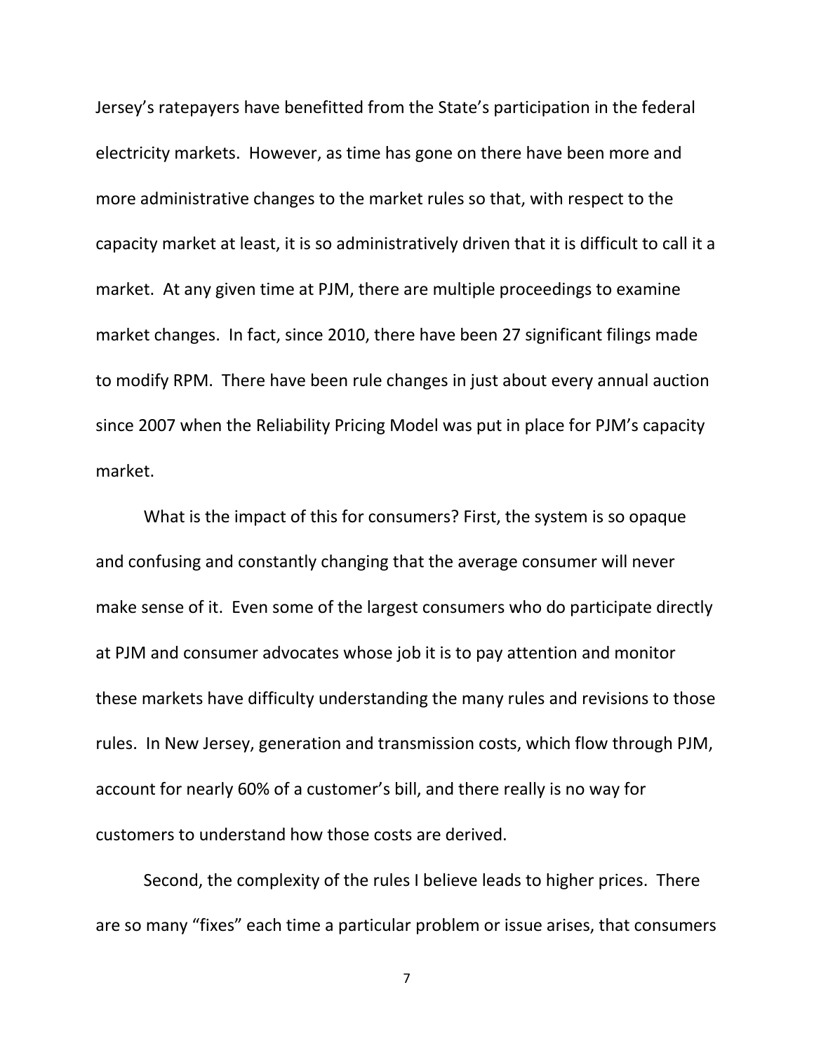Jersey's ratepayers have benefitted from the State's participation in the federal electricity markets. However, as time has gone on there have been more and more administrative changes to the market rules so that, with respect to the capacity market at least, it is so administratively driven that it is difficult to call it a market. At any given time at PJM, there are multiple proceedings to examine market changes. In fact, since 2010, there have been 27 significant filings made to modify RPM. There have been rule changes in just about every annual auction since 2007 when the Reliability Pricing Model was put in place for PJM's capacity market.

What is the impact of this for consumers? First, the system is so opaque and confusing and constantly changing that the average consumer will never make sense of it. Even some of the largest consumers who do participate directly at PJM and consumer advocates whose job it is to pay attention and monitor these markets have difficulty understanding the many rules and revisions to those rules. In New Jersey, generation and transmission costs, which flow through PJM, account for nearly 60% of a customer's bill, and there really is no way for customers to understand how those costs are derived.

Second, the complexity of the rules I believe leads to higher prices. There are so many "fixes" each time a particular problem or issue arises, that consumers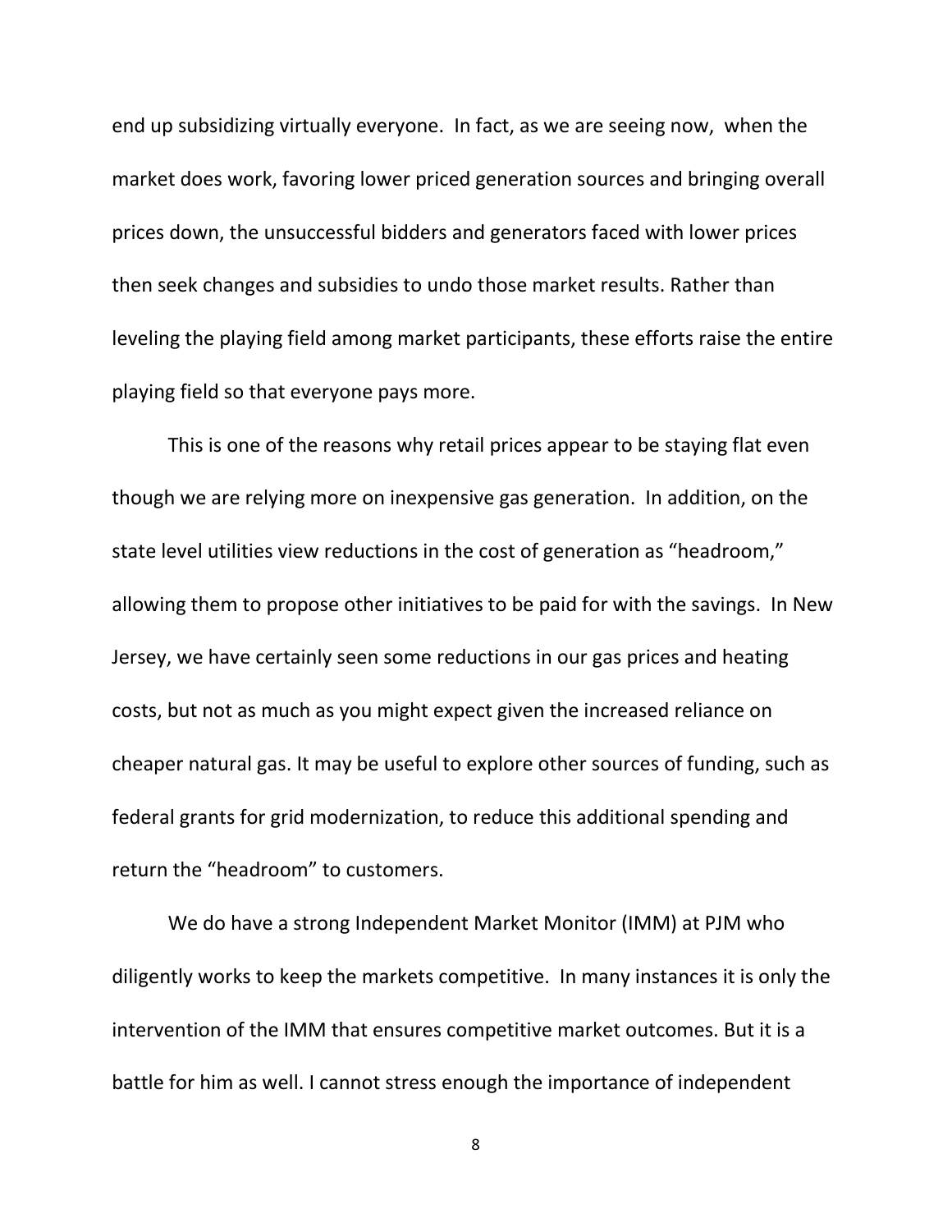end up subsidizing virtually everyone. In fact, as we are seeing now, when the market does work, favoring lower priced generation sources and bringing overall prices down, the unsuccessful bidders and generators faced with lower prices then seek changes and subsidies to undo those market results. Rather than leveling the playing field among market participants, these efforts raise the entire playing field so that everyone pays more.

This is one of the reasons why retail prices appear to be staying flat even though we are relying more on inexpensive gas generation. In addition, on the state level utilities view reductions in the cost of generation as "headroom," allowing them to propose other initiatives to be paid for with the savings. In New Jersey, we have certainly seen some reductions in our gas prices and heating costs, but not as much as you might expect given the increased reliance on cheaper natural gas. It may be useful to explore other sources of funding, such as federal grants for grid modernization, to reduce this additional spending and return the "headroom" to customers.

We do have a strong Independent Market Monitor (IMM) at PJM who diligently works to keep the markets competitive. In many instances it is only the intervention of the IMM that ensures competitive market outcomes. But it is a battle for him as well. I cannot stress enough the importance of independent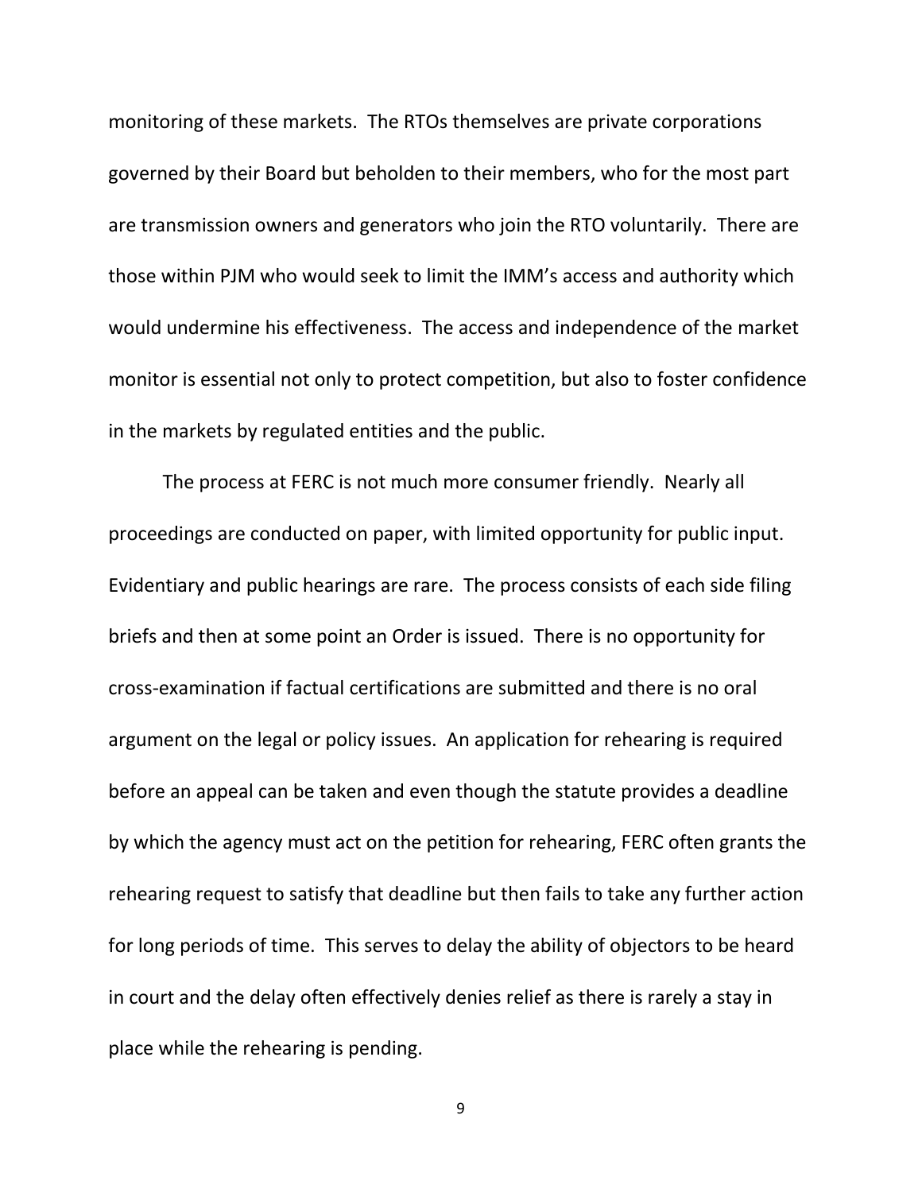monitoring of these markets. The RTOs themselves are private corporations governed by their Board but beholden to their members, who for the most part are transmission owners and generators who join the RTO voluntarily. There are those within PJM who would seek to limit the IMM's access and authority which would undermine his effectiveness. The access and independence of the market monitor is essential not only to protect competition, but also to foster confidence in the markets by regulated entities and the public.

The process at FERC is not much more consumer friendly. Nearly all proceedings are conducted on paper, with limited opportunity for public input. Evidentiary and public hearings are rare. The process consists of each side filing briefs and then at some point an Order is issued. There is no opportunity for cross-examination if factual certifications are submitted and there is no oral argument on the legal or policy issues. An application for rehearing is required before an appeal can be taken and even though the statute provides a deadline by which the agency must act on the petition for rehearing, FERC often grants the rehearing request to satisfy that deadline but then fails to take any further action for long periods of time. This serves to delay the ability of objectors to be heard in court and the delay often effectively denies relief as there is rarely a stay in place while the rehearing is pending.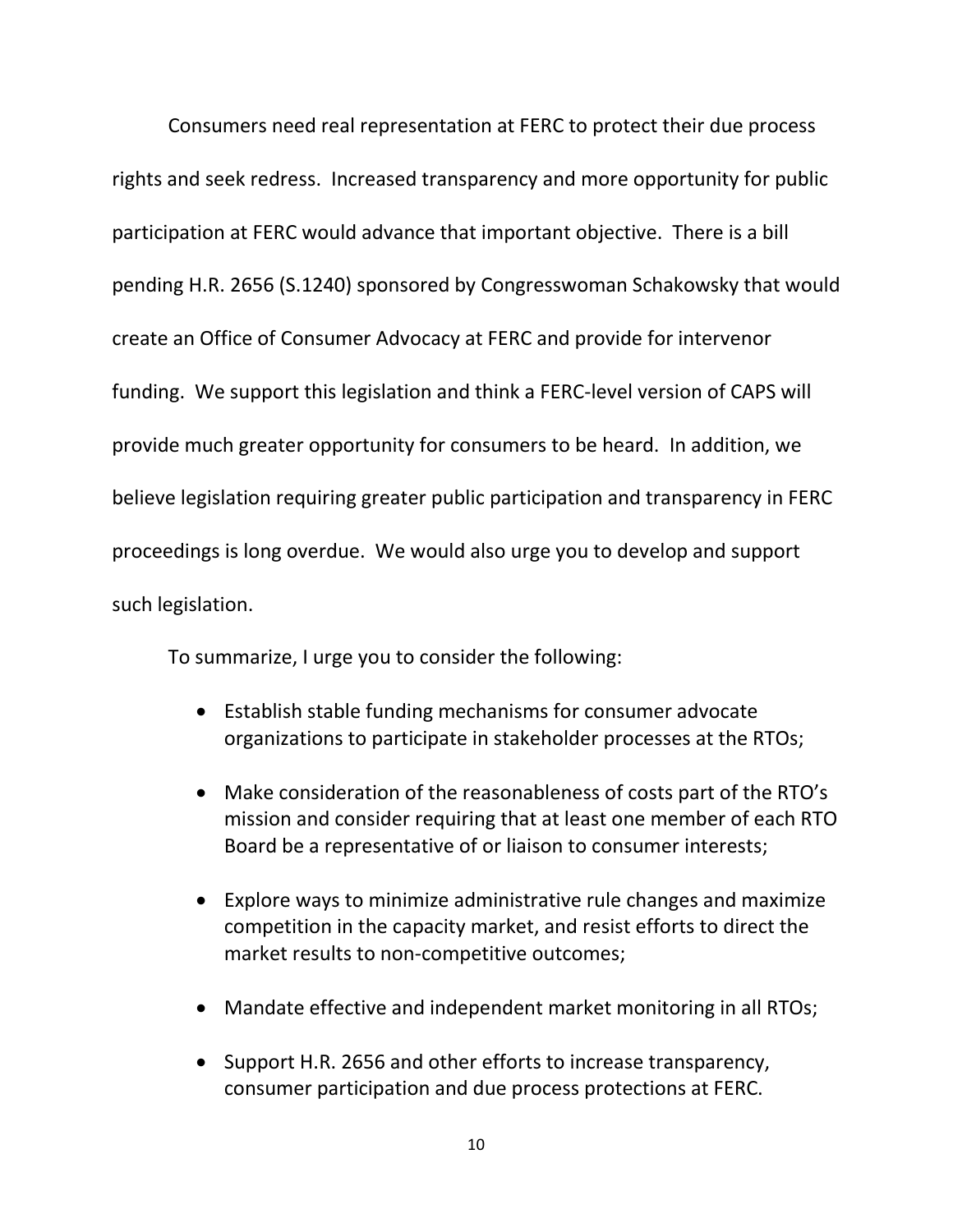Consumers need real representation at FERC to protect their due process rights and seek redress. Increased transparency and more opportunity for public participation at FERC would advance that important objective. There is a bill pending H.R. 2656 (S.1240) sponsored by Congresswoman Schakowsky that would create an Office of Consumer Advocacy at FERC and provide for intervenor funding. We support this legislation and think a FERC-level version of CAPS will provide much greater opportunity for consumers to be heard. In addition, we believe legislation requiring greater public participation and transparency in FERC proceedings is long overdue. We would also urge you to develop and support such legislation.

To summarize, I urge you to consider the following:

- Establish stable funding mechanisms for consumer advocate organizations to participate in stakeholder processes at the RTOs;
- Make consideration of the reasonableness of costs part of the RTO's mission and consider requiring that at least one member of each RTO Board be a representative of or liaison to consumer interests;
- Explore ways to minimize administrative rule changes and maximize competition in the capacity market, and resist efforts to direct the market results to non-competitive outcomes;
- Mandate effective and independent market monitoring in all RTOs;
- Support H.R. 2656 and other efforts to increase transparency, consumer participation and due process protections at FERC.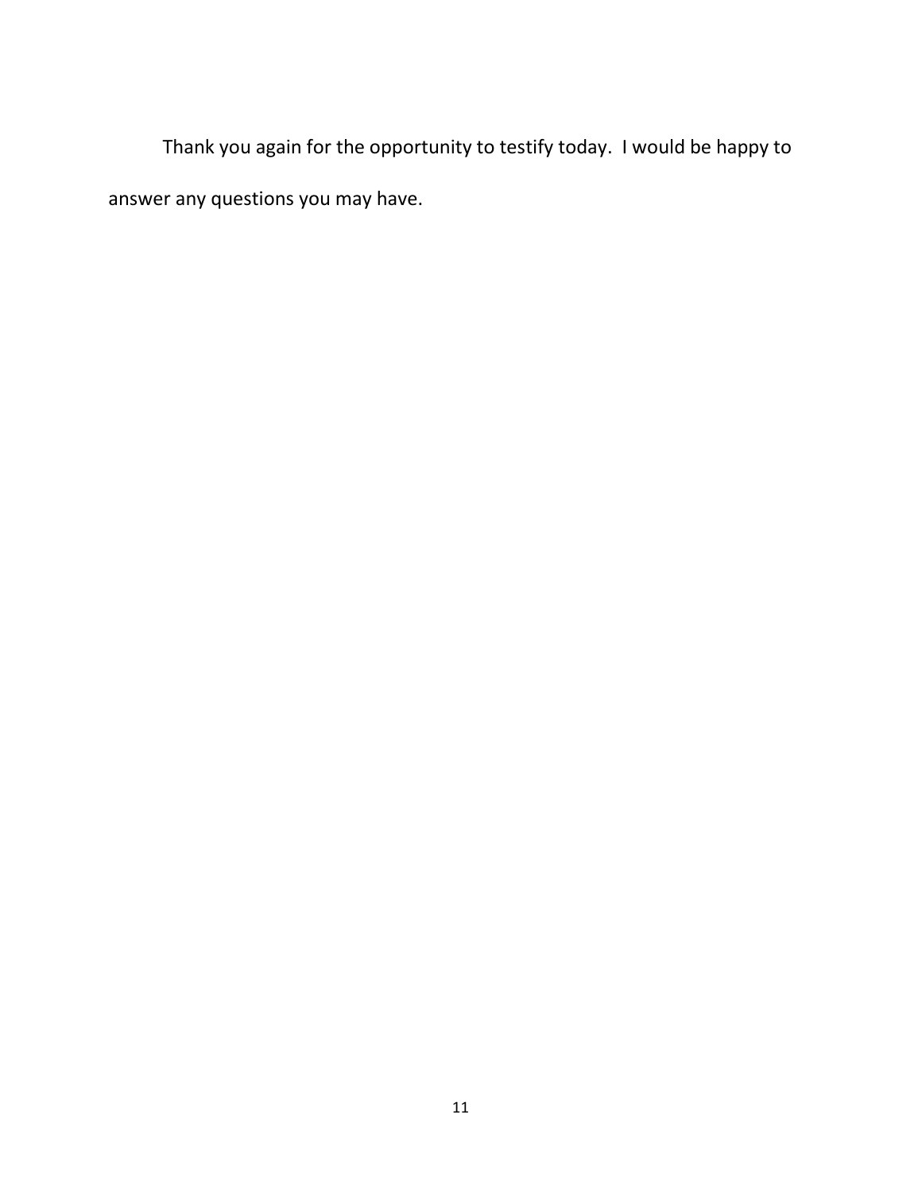Thank you again for the opportunity to testify today. I would be happy to answer any questions you may have.